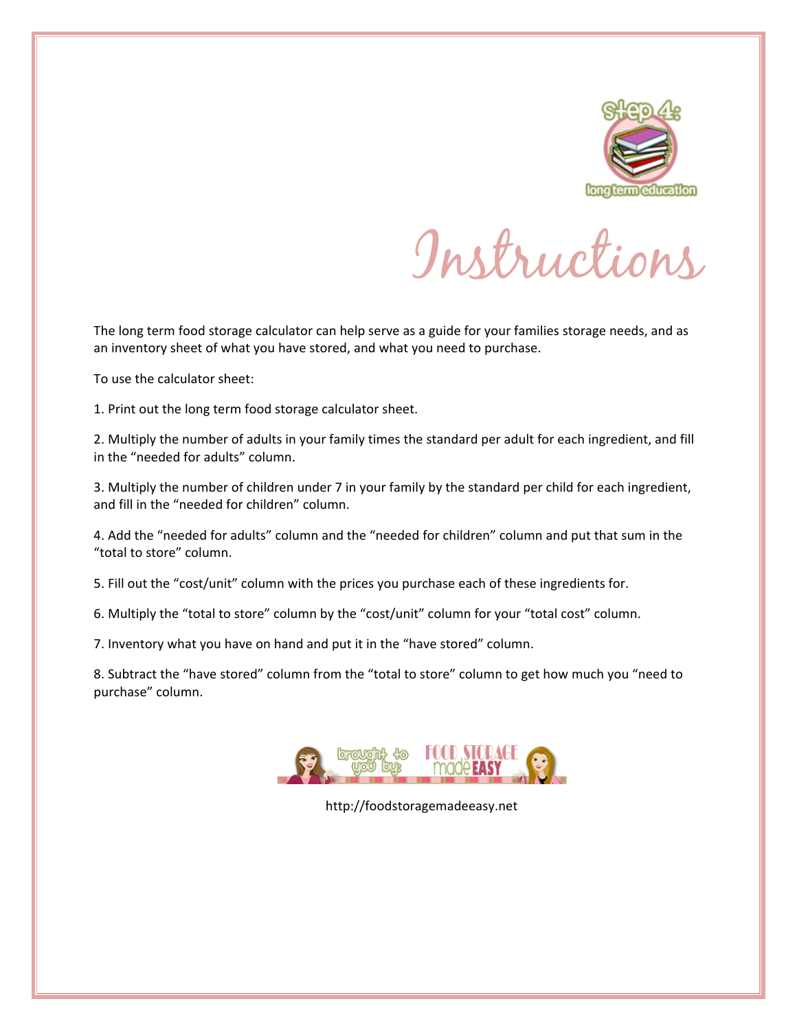Step 4: long term education

# Instructions

The long term food storage calculator can help serve as a guide for your families storage needs, and as an inventory sheet of what you have stored, and what you need to purchase.

To use the calculator sheet:

1. Print out the long term food storage calculator sheet.

2. Multiply the number of adults in your family times the standard per adult for each ingredient, and fill in the “needed for adults” column.

3. Multiply the number of children under 7 in your family by the standard per child for each ingredient, and fill in the “needed for children” column.

4. Add the “needed for adults” column and the “needed for children” column and put that sum in the “total to store” column.

5. Fill out the “cost/unit” column with the prices you purchase each of these ingredients for.

6. Multiply the “total to store” column by the “cost/unit” column for your “total cost” column.

7. Inventory what you have on hand and put it in the “have stored” column.

8. Subtract the “have stored” column from the “total to store” column to get how much you “need to purchase” column.

brought to you by: FOOD STORAGE made EASY

http://foodstoragemadeeasy.net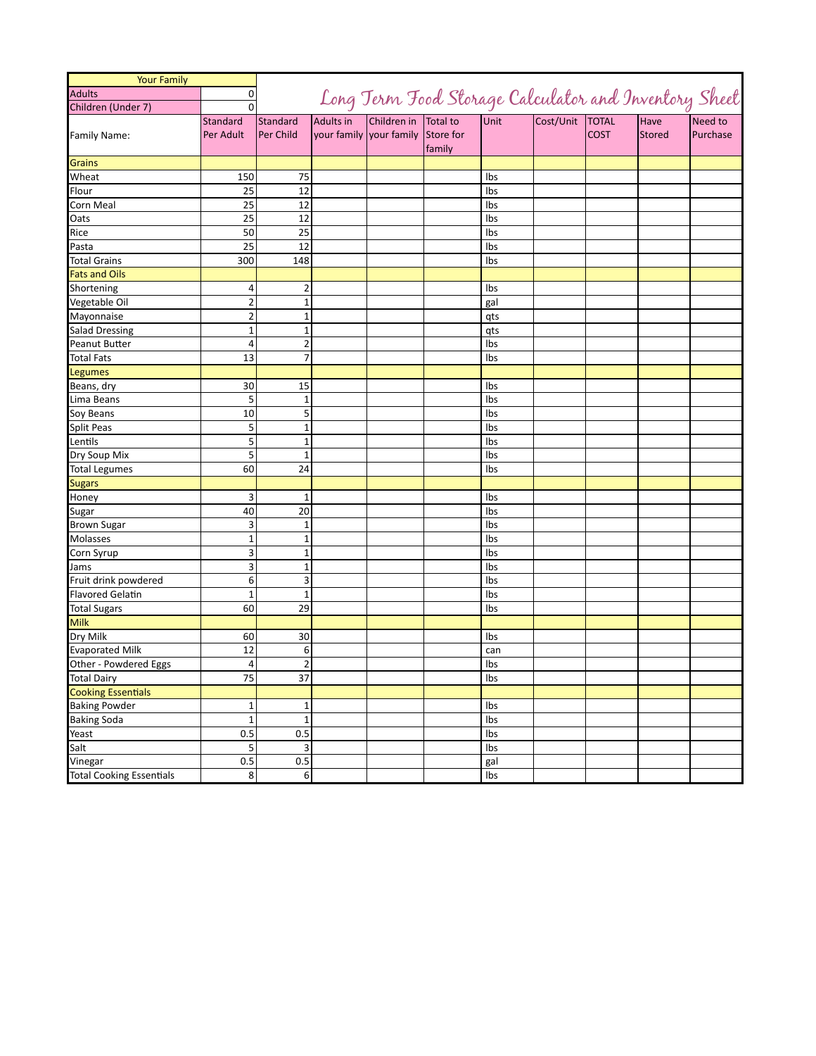# Long Term Food Storage Calculator and Inventory Sheet

| Your Family | |
|---|---|
| Adults | 0 |
| Children (Under 7) | 0 |

| Family Name: | Standard Per Adult | Standard Per Child | Adults in your family | Children in your family | Total to Store for family | Unit | Cost/Unit | TOTAL COST | Have Stored | Need to Purchase |
|---|---|---|---|---|---|---|---|---|---|---|
| Grains | | | | | | | | | | |
| Wheat | 150 | 75 | | | | lbs | | | | |
| Flour | 25 | 12 | | | | lbs | | | | |
| Corn Meal | 25 | 12 | | | | lbs | | | | |
| Oats | 25 | 12 | | | | lbs | | | | |
| Rice | 50 | 25 | | | | lbs | | | | |
| Pasta | 25 | 12 | | | | lbs | | | | |
| Total Grains | 300 | 148 | | | | lbs | | | | |
| Fats and Oils | | | | | | | | | | |
| Shortening | 4 | 2 | | | | lbs | | | | |
| Vegetable Oil | 2 | 1 | | | | gal | | | | |
| Mayonnaise | 2 | 1 | | | | qts | | | | |
| Salad Dressing | 1 | 1 | | | | qts | | | | |
| Peanut Butter | 4 | 2 | | | | lbs | | | | |
| Total Fats | 13 | 7 | | | | lbs | | | | |
| Legumes | | | | | | | | | | |
| Beans, dry | 30 | 15 | | | | lbs | | | | |
| Lima Beans | 5 | 1 | | | | lbs | | | | |
| Soy Beans | 10 | 5 | | | | lbs | | | | |
| Split Peas | 5 | 1 | | | | lbs | | | | |
| Lentils | 5 | 1 | | | | lbs | | | | |
| Dry Soup Mix | 5 | 1 | | | | lbs | | | | |
| Total Legumes | 60 | 24 | | | | lbs | | | | |
| Sugars | | | | | | | | | | |
| Honey | 3 | 1 | | | | lbs | | | | |
| Sugar | 40 | 20 | | | | lbs | | | | |
| Brown Sugar | 3 | 1 | | | | lbs | | | | |
| Molasses | 1 | 1 | | | | lbs | | | | |
| Corn Syrup | 3 | 1 | | | | lbs | | | | |
| Jams | 3 | 1 | | | | lbs | | | | |
| Fruit drink powdered | 6 | 3 | | | | lbs | | | | |
| Flavored Gelatin | 1 | 1 | | | | lbs | | | | |
| Total Sugars | 60 | 29 | | | | lbs | | | | |
| Milk | | | | | | | | | | |
| Dry Milk | 60 | 30 | | | | lbs | | | | |
| Evaporated Milk | 12 | 6 | | | | can | | | | |
| Other - Powdered Eggs | 4 | 2 | | | | lbs | | | | |
| Total Dairy | 75 | 37 | | | | lbs | | | | |
| Cooking Essentials | | | | | | | | | | |
| Baking Powder | 1 | 1 | | | | lbs | | | | |
| Baking Soda | 1 | 1 | | | | lbs | | | | |
| Yeast | 0.5 | 0.5 | | | | lbs | | | | |
| Salt | 5 | 3 | | | | lbs | | | | |
| Vinegar | 0.5 | 0.5 | | | | gal | | | | |
| Total Cooking Essentials | 8 | 6 | | | | lbs | | | | |